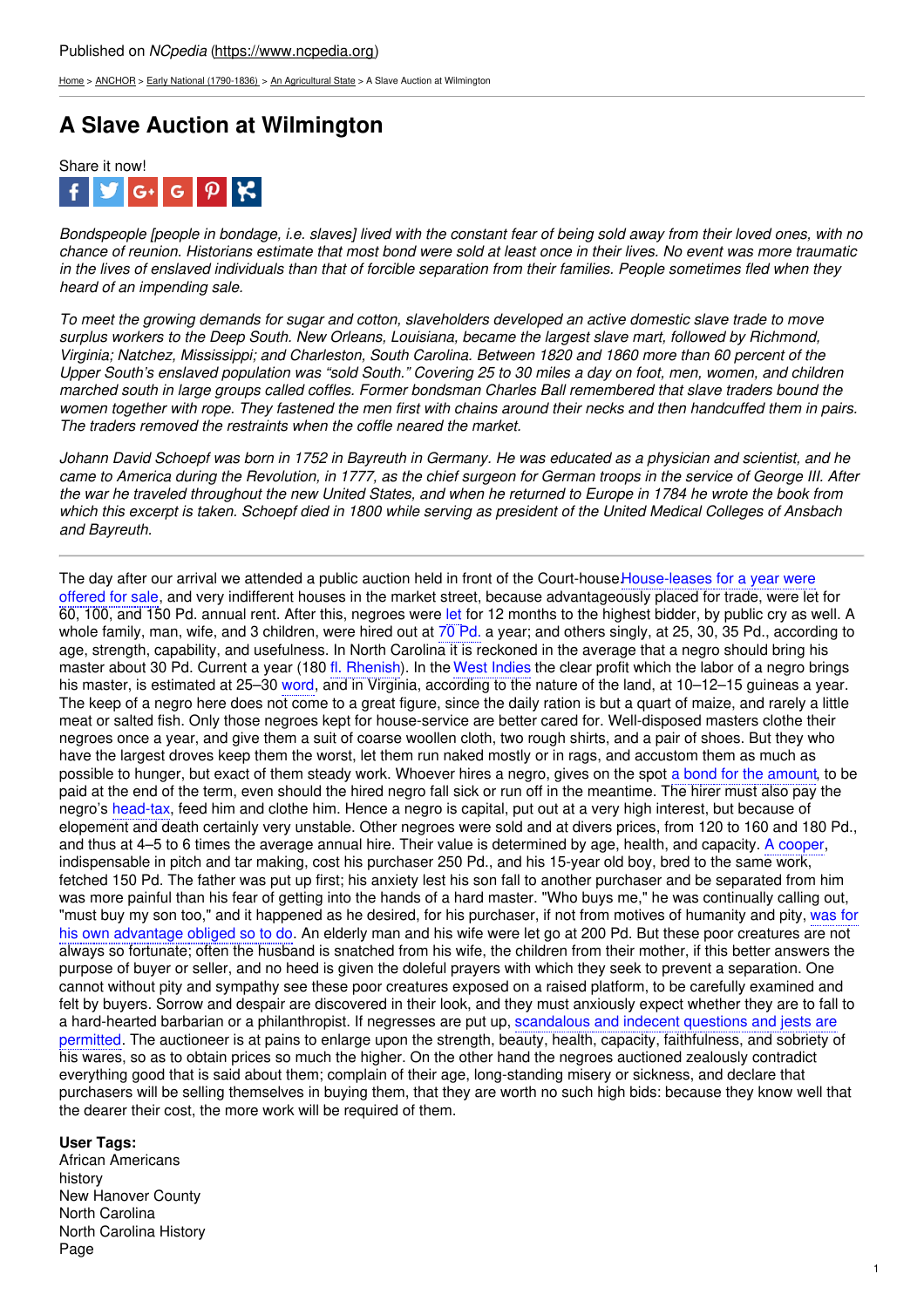Published on *NCpedia* (https://www.ncpedia.org)

Home > ANCHOR > Early National (1790-1836) > An Agricultural State > A Slave Auction at Wilmington

# A Slave Auction at Wilmington

Share it now!

*Bondspeople [people in bondage, i.e. slaves] lived with the constant fear of being sold away from their loved ones, with no chance of reunion. Historians estimate that most bond were sold at least once in their lives. No event was more traumatic in the lives of enslaved individuals than that of forcible separation from their families. People sometimes fled when they heard of an impending sale.*

*To meet the growing demands for sugar and cotton, slaveholders developed an active domestic slave trade to move surplus workers to the Deep South. New Orleans, Louisiana, became the largest slave mart, followed by Richmond, Virginia; Natchez, Mississippi; and Charleston, South Carolina. Between 1820 and 1860 more than 60 percent of the Upper South's enslaved population was "sold South." Covering 25 to 30 miles a day on foot, men, women, and children marched south in large groups called coffles. Former bondsman Charles Ball remembered that slave traders bound the women together with rope. They fastened the men first with chains around their necks and then handcuffed them in pairs. The traders removed the restraints when the coffle neared the market.*

*Johann David Schoepf was born in 1752 in Bayreuth in Germany. He was educated as a physician and scientist, and he came to America during the Revolution, in 1777, as the chief surgeon for German troops in the service of George III. After the war he traveled throughout the new United States, and when he returned to Europe in 1784 he wrote the book from which this excerpt is taken. Schoepf died in 1800 while serving as president of the United Medical Colleges of Ansbach and Bayreuth.*

---

The day after our arrival we attended a public auction held in front of the Court-house.House-leases for a year were offered for sale, and very indifferent houses in the market street, because advantageously placed for trade, were let for 60, 100, and 150 Pd. annual rent. After this, negroes were let for 12 months to the highest bidder, by public cry as well. A whole family, man, wife, and 3 children, were hired out at 70 Pd. a year; and others singly, at 25, 30, 35 Pd., according to age, strength, capability, and usefulness. In North Carolina it is reckoned in the average that a negro should bring his master about 30 Pd. Current a year (180 fl. Rhenish). In the West Indies the clear profit which the labor of a negro brings his master, is estimated at 25–30 word, and in Virginia, according to the nature of the land, at 10–12–15 guineas a year. The keep of a negro here does not come to a great figure, since the daily ration is but a quart of maize, and rarely a little meat or salted fish. Only those negroes kept for house-service are better cared for. Well-disposed masters clothe their negroes once a year, and give them a suit of coarse woollen cloth, two rough shirts, and a pair of shoes. But they who have the largest droves keep them the worst, let them run naked mostly or in rags, and accustom them as much as possible to hunger, but exact of them steady work. Whoever hires a negro, gives on the spot a bond for the amount, to be paid at the end of the term, even should the hired negro fall sick or run off in the meantime. The hirer must also pay the negro's head-tax, feed him and clothe him. Hence a negro is capital, put out at a very high interest, but because of elopement and death certainly very unstable. Other negroes were sold and at divers prices, from 120 to 160 and 180 Pd., and thus at 4–5 to 6 times the average annual hire. Their value is determined by age, health, and capacity. A cooper, indispensable in pitch and tar making, cost his purchaser 250 Pd., and his 15-year old boy, bred to the same work, fetched 150 Pd. The father was put up first; his anxiety lest his son fall to another purchaser and be separated from him was more painful than his fear of getting into the hands of a hard master. "Who buys me," he was continually calling out, "must buy my son too," and it happened as he desired, for his purchaser, if not from motives of humanity and pity, was for his own advantage obliged so to do. An elderly man and his wife were let go at 200 Pd. But these poor creatures are not always so fortunate; often the husband is snatched from his wife, the children from their mother, if this better answers the purpose of buyer or seller, and no heed is given the doleful prayers with which they seek to prevent a separation. One cannot without pity and sympathy see these poor creatures exposed on a raised platform, to be carefully examined and felt by buyers. Sorrow and despair are discovered in their look, and they must anxiously expect whether they are to fall to a hard-hearted barbarian or a philanthropist. If negresses are put up, scandalous and indecent questions and jests are permitted. The auctioneer is at pains to enlarge upon the strength, beauty, health, capacity, faithfulness, and sobriety of his wares, so as to obtain prices so much the higher. On the other hand the negroes auctioned zealously contradict everything good that is said about them; complain of their age, long-standing misery or sickness, and declare that purchasers will be selling themselves in buying them, that they are worth no such high bids: because they know well that the dearer their cost, the more work will be required of them.

**User Tags:**

African Americans
history
New Hanover County
North Carolina
North Carolina History
Page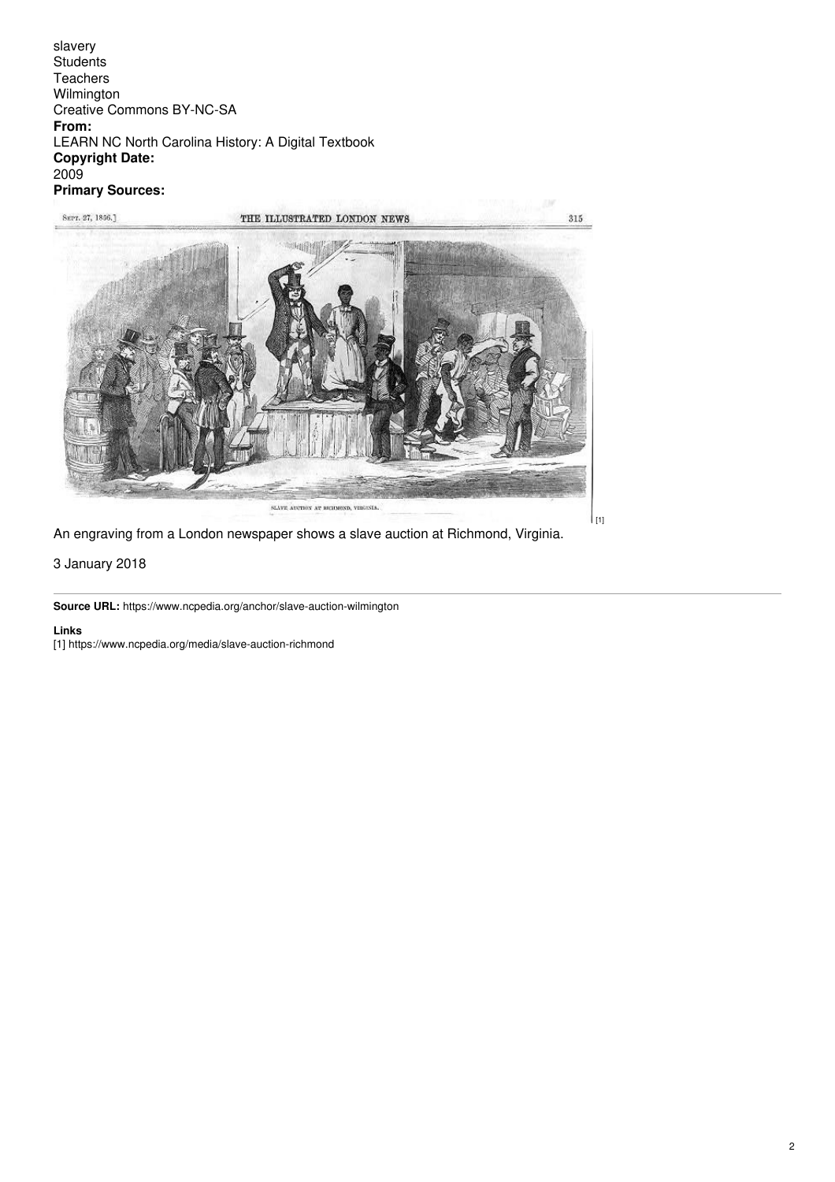slavery
Students
Teachers
Wilmington
Creative Commons BY-NC-SA

**From:**
LEARN NC North Carolina History: A Digital Textbook

**Copyright Date:**
2009

**Primary Sources:**

[1]

An engraving from a London newspaper shows a slave auction at Richmond, Virginia.

3 January 2018

---

**Source URL:** https://www.ncpedia.org/anchor/slave-auction-wilmington

**Links**
[1] https://www.ncpedia.org/media/slave-auction-richmond